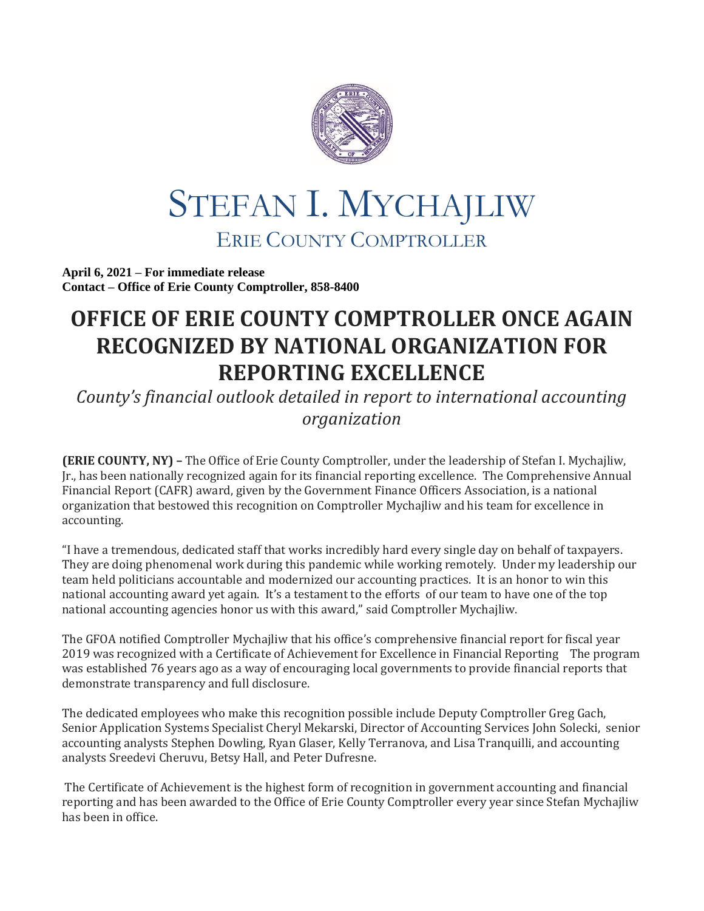# STEFAN I. MYCHAJLIW

## ERIE COUNTY COMPTROLLER

**April 6, 2021 – For immediate release**
**Contact – Office of Erie County Comptroller, 858-8400**

# OFFICE OF ERIE COUNTY COMPTROLLER ONCE AGAIN RECOGNIZED BY NATIONAL ORGANIZATION FOR REPORTING EXCELLENCE

*County's financial outlook detailed in report to international accounting organization*

**(ERIE COUNTY, NY) –** The Office of Erie County Comptroller, under the leadership of Stefan I. Mychajliw, Jr., has been nationally recognized again for its financial reporting excellence. The Comprehensive Annual Financial Report (CAFR) award, given by the Government Finance Officers Association, is a national organization that bestowed this recognition on Comptroller Mychajliw and his team for excellence in accounting.

"I have a tremendous, dedicated staff that works incredibly hard every single day on behalf of taxpayers. They are doing phenomenal work during this pandemic while working remotely. Under my leadership our team held politicians accountable and modernized our accounting practices. It is an honor to win this national accounting award yet again. It's a testament to the efforts of our team to have one of the top national accounting agencies honor us with this award," said Comptroller Mychajliw.

The GFOA notified Comptroller Mychajliw that his office's comprehensive financial report for fiscal year 2019 was recognized with a Certificate of Achievement for Excellence in Financial Reporting The program was established 76 years ago as a way of encouraging local governments to provide financial reports that demonstrate transparency and full disclosure.

The dedicated employees who make this recognition possible include Deputy Comptroller Greg Gach, Senior Application Systems Specialist Cheryl Mekarski, Director of Accounting Services John Solecki, senior accounting analysts Stephen Dowling, Ryan Glaser, Kelly Terranova, and Lisa Tranquilli, and accounting analysts Sreedevi Cheruvu, Betsy Hall, and Peter Dufresne.

The Certificate of Achievement is the highest form of recognition in government accounting and financial reporting and has been awarded to the Office of Erie County Comptroller every year since Stefan Mychajliw has been in office.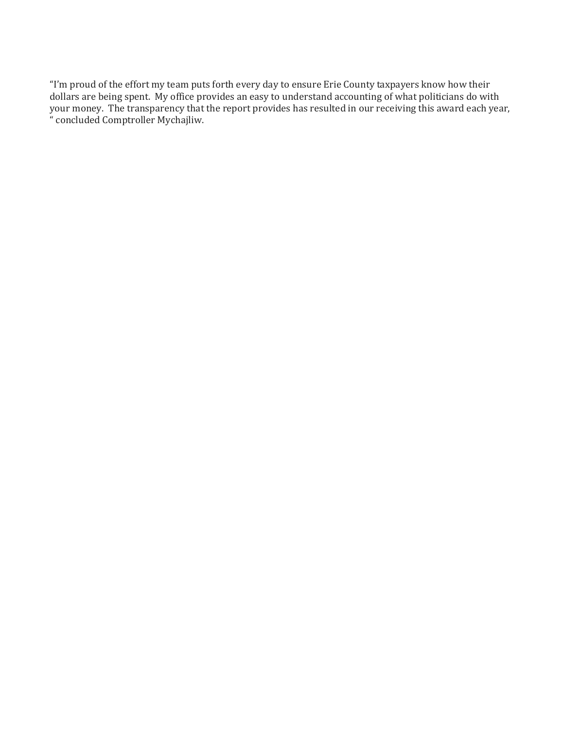"I'm proud of the effort my team puts forth every day to ensure Erie County taxpayers know how their dollars are being spent. My office provides an easy to understand accounting of what politicians do with your money. The transparency that the report provides has resulted in our receiving this award each year, " concluded Comptroller Mychajliw.